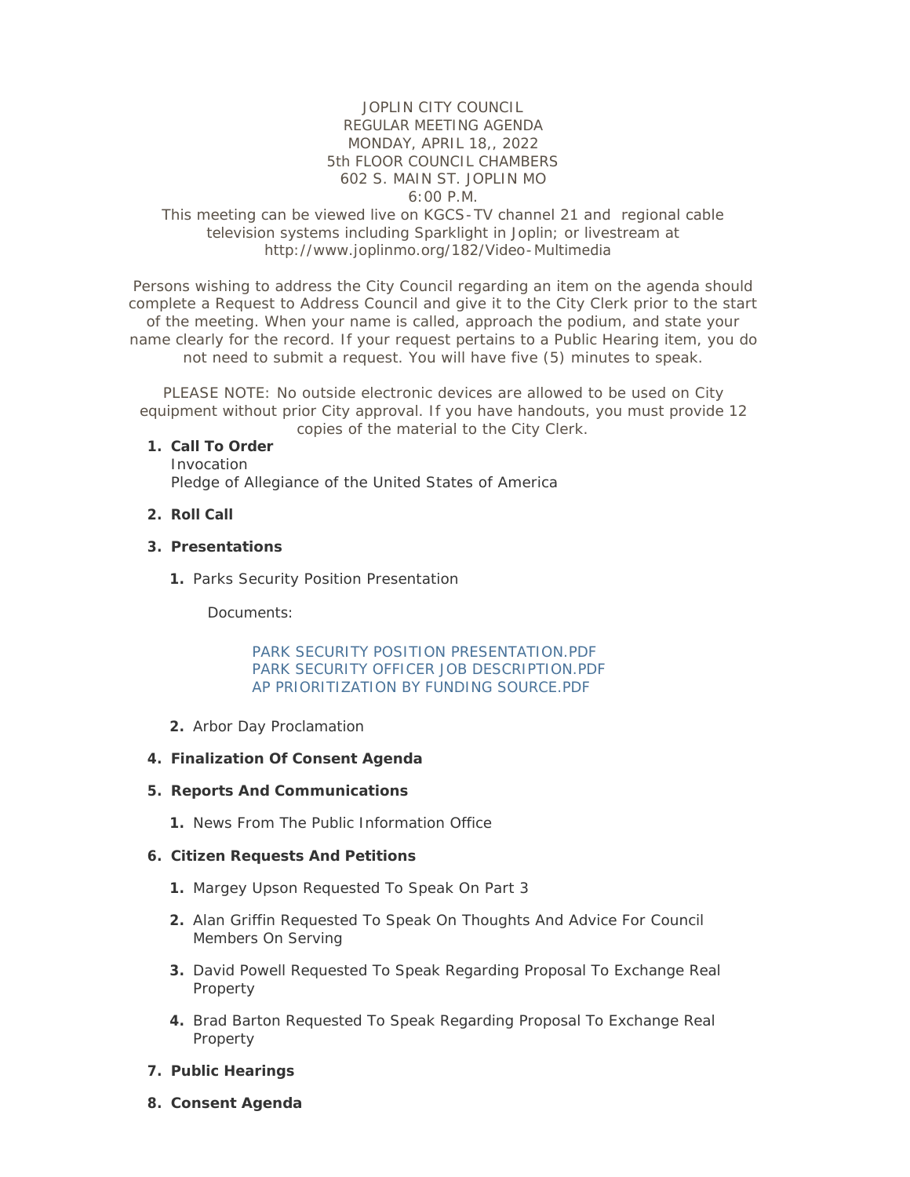JOPLIN CITY COUNCIL
REGULAR MEETING AGENDA
MONDAY, APRIL 18,, 2022
5th FLOOR COUNCIL CHAMBERS
602 S. MAIN ST. JOPLIN MO
6:00 P.M.

This meeting can be viewed live on KGCS-TV channel 21 and regional cable television systems including Sparklight in Joplin; or livestream at http://www.joplinmo.org/182/Video-Multimedia

Persons wishing to address the City Council regarding an item on the agenda should complete a Request to Address Council and give it to the City Clerk prior to the start of the meeting. When your name is called, approach the podium, and state your name clearly for the record. If your request pertains to a Public Hearing item, you do not need to submit a request. You will have five (5) minutes to speak.

PLEASE NOTE: No outside electronic devices are allowed to be used on City equipment without prior City approval. If you have handouts, you must provide 12 copies of the material to the City Clerk.

1. **Call To Order**
   Invocation
   Pledge of Allegiance of the United States of America

2. **Roll Call**

3. **Presentations**

   1. Parks Security Position Presentation

      Documents:

      PARK SECURITY POSITION PRESENTATION.PDF
      PARK SECURITY OFFICER JOB DESCRIPTION.PDF
      AP PRIORITIZATION BY FUNDING SOURCE.PDF

   2. Arbor Day Proclamation

4. **Finalization Of Consent Agenda**

5. **Reports And Communications**

   1. News From The Public Information Office

6. **Citizen Requests And Petitions**

   1. Margey Upson Requested To Speak On Part 3

   2. Alan Griffin Requested To Speak On Thoughts And Advice For Council Members On Serving

   3. David Powell Requested To Speak Regarding Proposal To Exchange Real Property

   4. Brad Barton Requested To Speak Regarding Proposal To Exchange Real Property

7. **Public Hearings**

8. **Consent Agenda**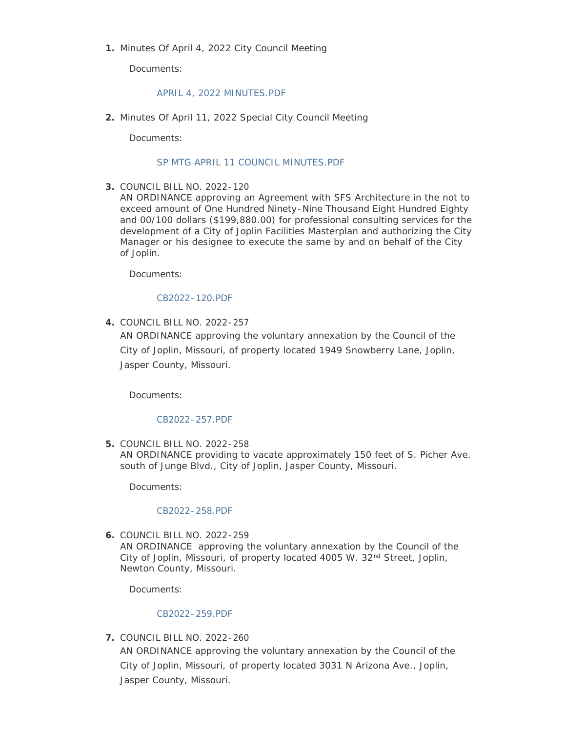1. Minutes Of April 4, 2022 City Council Meeting

   Documents:

   APRIL 4, 2022 MINUTES.PDF

2. Minutes Of April 11, 2022 Special City Council Meeting

   Documents:

   SP MTG APRIL 11 COUNCIL MINUTES.PDF

3. COUNCIL BILL NO. 2022-120
   AN ORDINANCE approving an Agreement with SFS Architecture in the not to exceed amount of One Hundred Ninety-Nine Thousand Eight Hundred Eighty and 00/100 dollars ($199,880.00) for professional consulting services for the development of a City of Joplin Facilities Masterplan and authorizing the City Manager or his designee to execute the same by and on behalf of the City of Joplin.

   Documents:

   CB2022-120.PDF

4. COUNCIL BILL NO. 2022-257
   AN ORDINANCE approving the voluntary annexation by the Council of the City of Joplin, Missouri, of property located 1949 Snowberry Lane, Joplin, Jasper County, Missouri.

   Documents:

   CB2022-257.PDF

5. COUNCIL BILL NO. 2022-258
   AN ORDINANCE providing to vacate approximately 150 feet of S. Picher Ave. south of Junge Blvd., City of Joplin, Jasper County, Missouri.

   Documents:

   CB2022-258.PDF

6. COUNCIL BILL NO. 2022-259
   AN ORDINANCE approving the voluntary annexation by the Council of the City of Joplin, Missouri, of property located 4005 W. 32nd Street, Joplin, Newton County, Missouri.

   Documents:

   CB2022-259.PDF

7. COUNCIL BILL NO. 2022-260
   AN ORDINANCE approving the voluntary annexation by the Council of the City of Joplin, Missouri, of property located 3031 N Arizona Ave., Joplin, Jasper County, Missouri.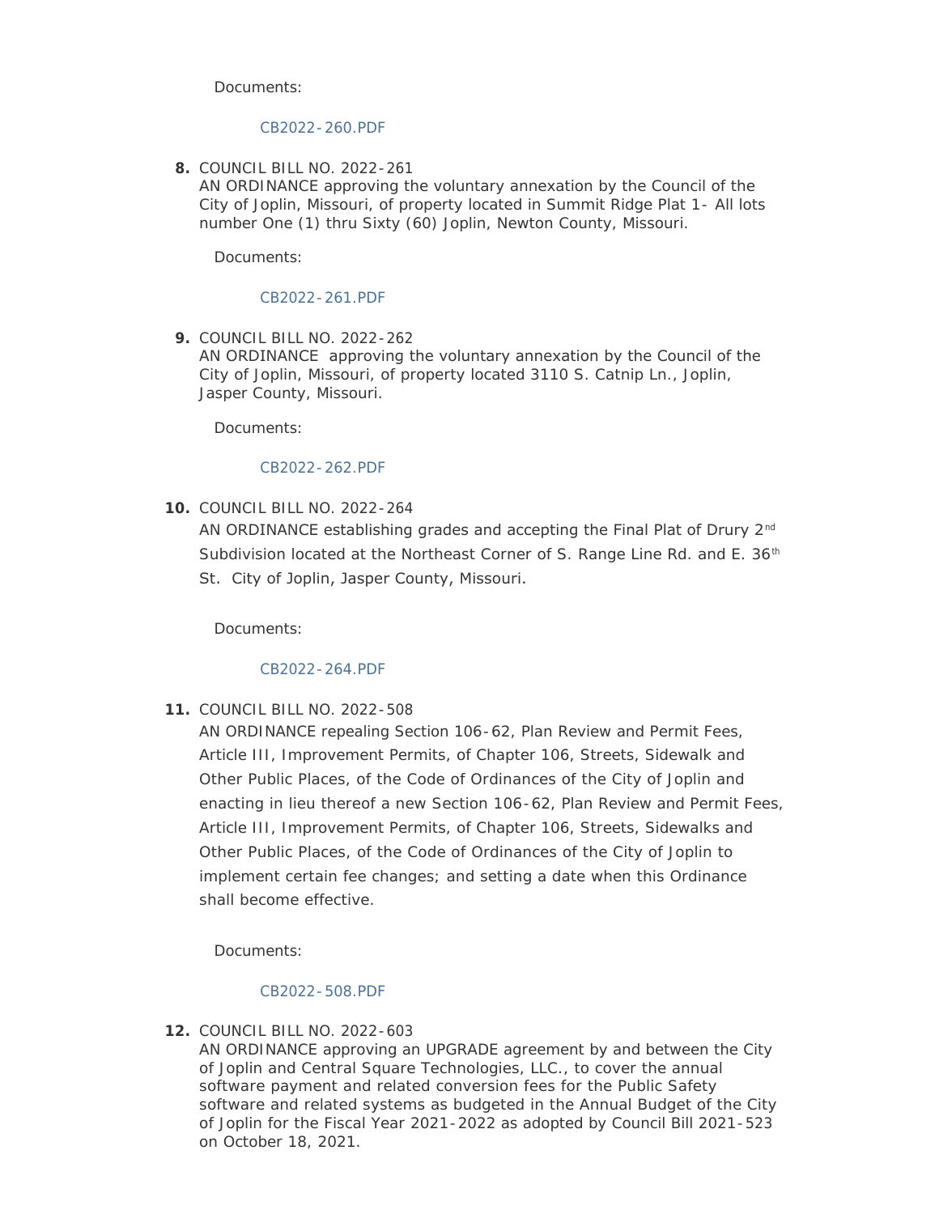Documents:

CB2022-260.PDF

8. COUNCIL BILL NO. 2022-261
   AN ORDINANCE approving the voluntary annexation by the Council of the City of Joplin, Missouri, of property located in Summit Ridge Plat 1- All lots number One (1) thru Sixty (60) Joplin, Newton County, Missouri.

   Documents:

   CB2022-261.PDF

9. COUNCIL BILL NO. 2022-262
   AN ORDINANCE approving the voluntary annexation by the Council of the City of Joplin, Missouri, of property located 3110 S. Catnip Ln., Joplin, Jasper County, Missouri.

   Documents:

   CB2022-262.PDF

10. COUNCIL BILL NO. 2022-264
    AN ORDINANCE establishing grades and accepting the Final Plat of Drury 2nd Subdivision located at the Northeast Corner of S. Range Line Rd. and E. 36th St. City of Joplin, Jasper County, Missouri.

    Documents:

    CB2022-264.PDF

11. COUNCIL BILL NO. 2022-508
    AN ORDINANCE repealing Section 106-62, Plan Review and Permit Fees, Article III, Improvement Permits, of Chapter 106, Streets, Sidewalk and Other Public Places, of the Code of Ordinances of the City of Joplin and enacting in lieu thereof a new Section 106-62, Plan Review and Permit Fees, Article III, Improvement Permits, of Chapter 106, Streets, Sidewalks and Other Public Places, of the Code of Ordinances of the City of Joplin to implement certain fee changes; and setting a date when this Ordinance shall become effective.

    Documents:

    CB2022-508.PDF

12. COUNCIL BILL NO. 2022-603
    AN ORDINANCE approving an UPGRADE agreement by and between the City of Joplin and Central Square Technologies, LLC., to cover the annual software payment and related conversion fees for the Public Safety software and related systems as budgeted in the Annual Budget of the City of Joplin for the Fiscal Year 2021-2022 as adopted by Council Bill 2021-523 on October 18, 2021.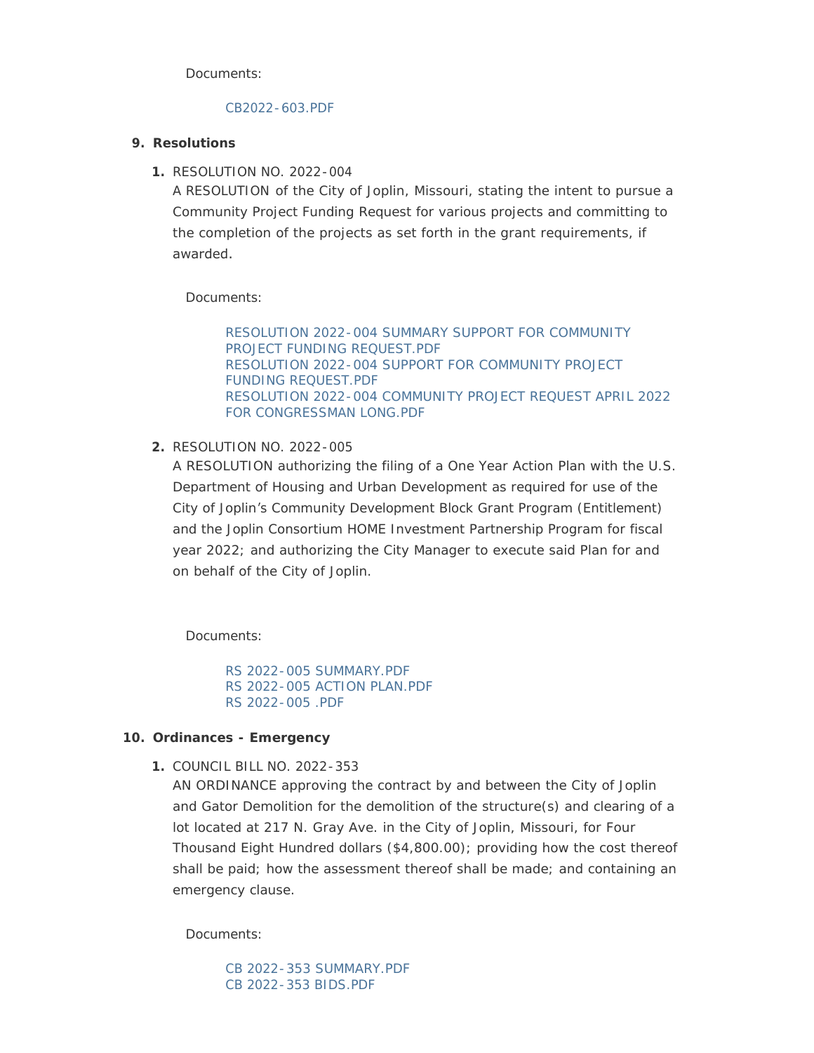Documents:

CB2022-603.PDF

9. **Resolutions**

    1. RESOLUTION NO. 2022-004
    A RESOLUTION of the City of Joplin, Missouri, stating the intent to pursue a Community Project Funding Request for various projects and committing to the completion of the projects as set forth in the grant requirements, if awarded.

        Documents:

        RESOLUTION 2022-004 SUMMARY SUPPORT FOR COMMUNITY PROJECT FUNDING REQUEST.PDF
        RESOLUTION 2022-004 SUPPORT FOR COMMUNITY PROJECT FUNDING REQUEST.PDF
        RESOLUTION 2022-004 COMMUNITY PROJECT REQUEST APRIL 2022 FOR CONGRESSMAN LONG.PDF

    2. RESOLUTION NO. 2022-005
    A RESOLUTION authorizing the filing of a One Year Action Plan with the U.S. Department of Housing and Urban Development as required for use of the City of Joplin's Community Development Block Grant Program (Entitlement) and the Joplin Consortium HOME Investment Partnership Program for fiscal year 2022; and authorizing the City Manager to execute said Plan for and on behalf of the City of Joplin.

        Documents:

        RS 2022-005 SUMMARY.PDF
        RS 2022-005 ACTION PLAN.PDF
        RS 2022-005 .PDF

10. **Ordinances - Emergency**

    1. COUNCIL BILL NO. 2022-353
    AN ORDINANCE approving the contract by and between the City of Joplin and Gator Demolition for the demolition of the structure(s) and clearing of a lot located at 217 N. Gray Ave. in the City of Joplin, Missouri, for Four Thousand Eight Hundred dollars ($4,800.00); providing how the cost thereof shall be paid; how the assessment thereof shall be made; and containing an emergency clause.

        Documents:

        CB 2022-353 SUMMARY.PDF
        CB 2022-353 BIDS.PDF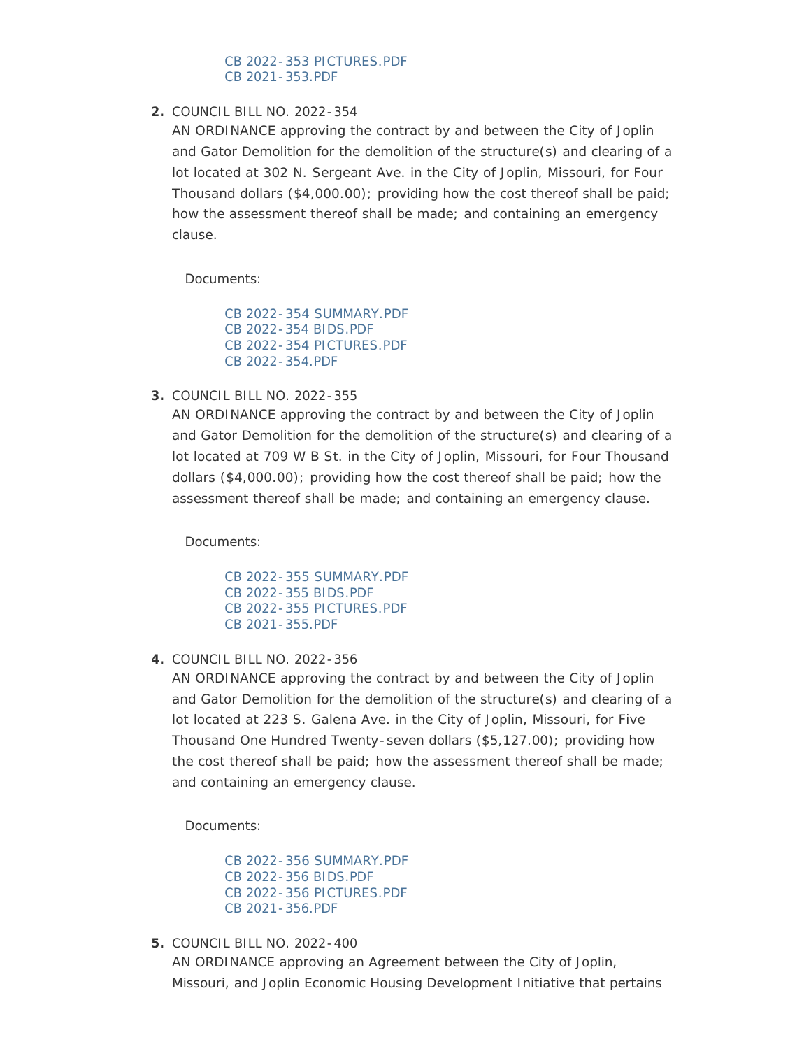CB 2022-353 PICTURES.PDF
CB 2021-353.PDF

2. COUNCIL BILL NO. 2022-354
   AN ORDINANCE approving the contract by and between the City of Joplin and Gator Demolition for the demolition of the structure(s) and clearing of a lot located at 302 N. Sergeant Ave. in the City of Joplin, Missouri, for Four Thousand dollars ($4,000.00); providing how the cost thereof shall be paid; how the assessment thereof shall be made; and containing an emergency clause.

   Documents:

   CB 2022-354 SUMMARY.PDF
   CB 2022-354 BIDS.PDF
   CB 2022-354 PICTURES.PDF
   CB 2022-354.PDF

3. COUNCIL BILL NO. 2022-355
   AN ORDINANCE approving the contract by and between the City of Joplin and Gator Demolition for the demolition of the structure(s) and clearing of a lot located at 709 W B St. in the City of Joplin, Missouri, for Four Thousand dollars ($4,000.00); providing how the cost thereof shall be paid; how the assessment thereof shall be made; and containing an emergency clause.

   Documents:

   CB 2022-355 SUMMARY.PDF
   CB 2022-355 BIDS.PDF
   CB 2022-355 PICTURES.PDF
   CB 2021-355.PDF

4. COUNCIL BILL NO. 2022-356
   AN ORDINANCE approving the contract by and between the City of Joplin and Gator Demolition for the demolition of the structure(s) and clearing of a lot located at 223 S. Galena Ave. in the City of Joplin, Missouri, for Five Thousand One Hundred Twenty-seven dollars ($5,127.00); providing how the cost thereof shall be paid; how the assessment thereof shall be made; and containing an emergency clause.

   Documents:

   CB 2022-356 SUMMARY.PDF
   CB 2022-356 BIDS.PDF
   CB 2022-356 PICTURES.PDF
   CB 2021-356.PDF

5. COUNCIL BILL NO. 2022-400
   AN ORDINANCE approving an Agreement between the City of Joplin, Missouri, and Joplin Economic Housing Development Initiative that pertains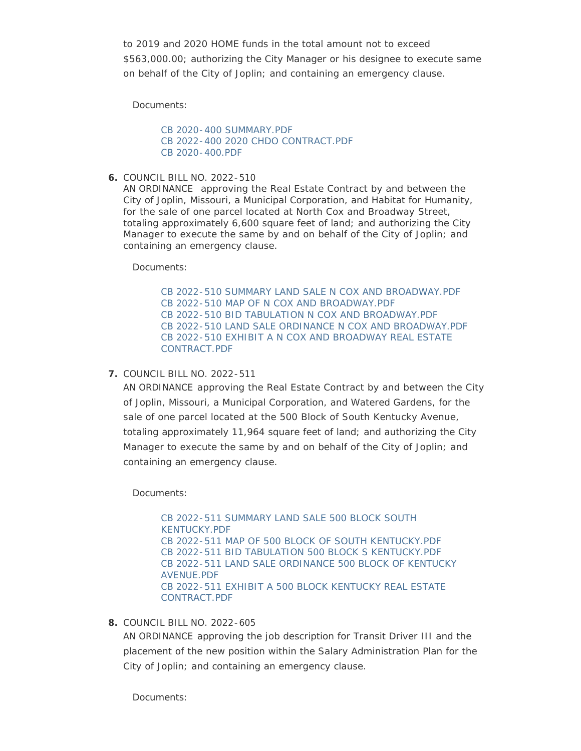to 2019 and 2020 HOME funds in the total amount not to exceed $563,000.00; authorizing the City Manager or his designee to execute same on behalf of the City of Joplin; and containing an emergency clause.

Documents:

CB 2020-400 SUMMARY.PDF
CB 2022-400 2020 CHDO CONTRACT.PDF
CB 2020-400.PDF

6. COUNCIL BILL NO. 2022-510
AN ORDINANCE approving the Real Estate Contract by and between the City of Joplin, Missouri, a Municipal Corporation, and Habitat for Humanity, for the sale of one parcel located at North Cox and Broadway Street, totaling approximately 6,600 square feet of land; and authorizing the City Manager to execute the same by and on behalf of the City of Joplin; and containing an emergency clause.

Documents:

CB 2022-510 SUMMARY LAND SALE N COX AND BROADWAY.PDF
CB 2022-510 MAP OF N COX AND BROADWAY.PDF
CB 2022-510 BID TABULATION N COX AND BROADWAY.PDF
CB 2022-510 LAND SALE ORDINANCE N COX AND BROADWAY.PDF
CB 2022-510 EXHIBIT A N COX AND BROADWAY REAL ESTATE CONTRACT.PDF

7. COUNCIL BILL NO. 2022-511
AN ORDINANCE approving the Real Estate Contract by and between the City of Joplin, Missouri, a Municipal Corporation, and Watered Gardens, for the sale of one parcel located at the 500 Block of South Kentucky Avenue, totaling approximately 11,964 square feet of land; and authorizing the City Manager to execute the same by and on behalf of the City of Joplin; and containing an emergency clause.

Documents:

CB 2022-511 SUMMARY LAND SALE 500 BLOCK SOUTH KENTUCKY.PDF
CB 2022-511 MAP OF 500 BLOCK OF SOUTH KENTUCKY.PDF
CB 2022-511 BID TABULATION 500 BLOCK S KENTUCKY.PDF
CB 2022-511 LAND SALE ORDINANCE 500 BLOCK OF KENTUCKY AVENUE.PDF
CB 2022-511 EXHIBIT A 500 BLOCK KENTUCKY REAL ESTATE CONTRACT.PDF

8. COUNCIL BILL NO. 2022-605
AN ORDINANCE approving the job description for Transit Driver III and the placement of the new position within the Salary Administration Plan for the City of Joplin; and containing an emergency clause.

Documents: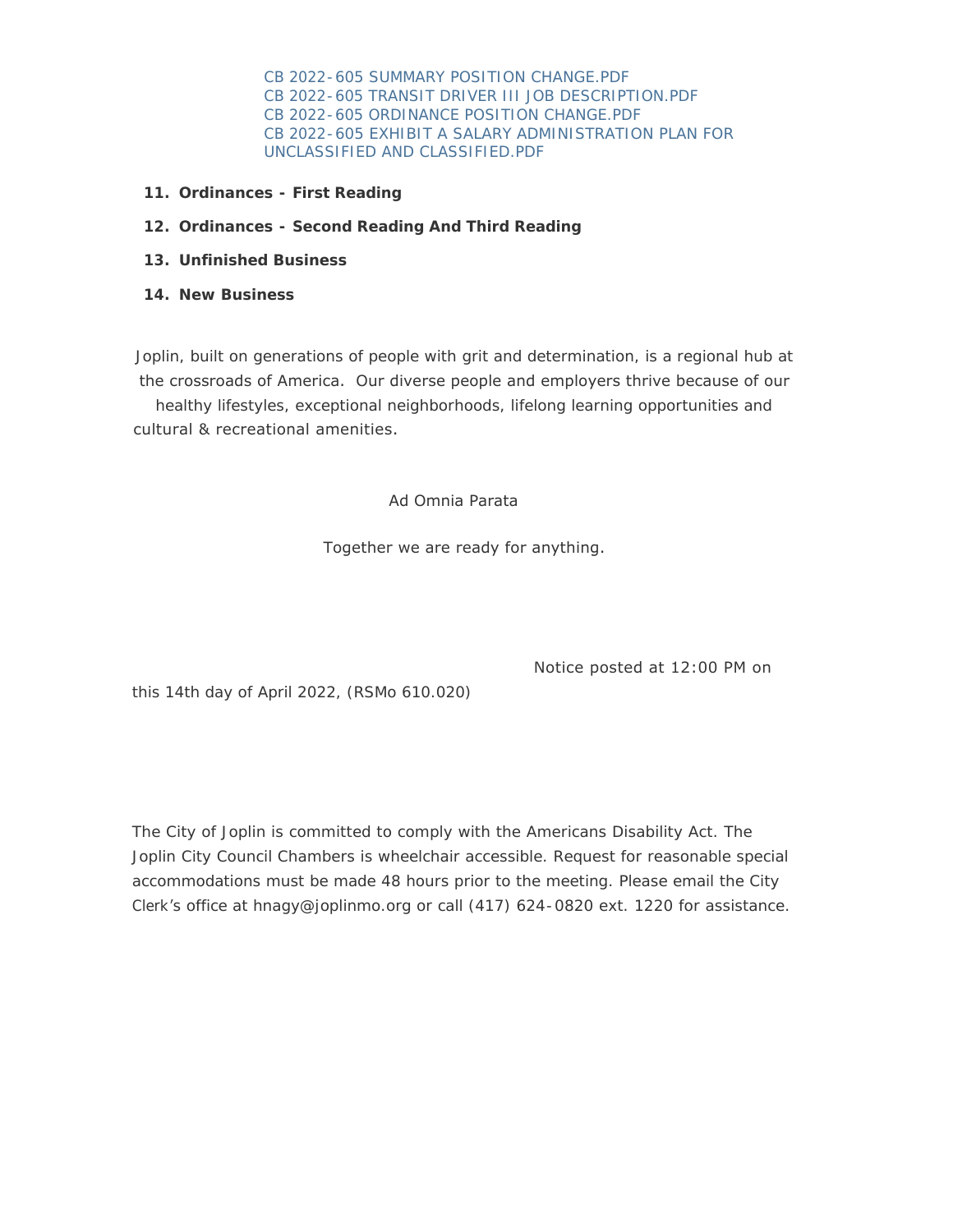CB 2022-605 SUMMARY POSITION CHANGE.PDF
CB 2022-605 TRANSIT DRIVER III JOB DESCRIPTION.PDF
CB 2022-605 ORDINANCE POSITION CHANGE.PDF
CB 2022-605 EXHIBIT A SALARY ADMINISTRATION PLAN FOR UNCLASSIFIED AND CLASSIFIED.PDF

11. **Ordinances - First Reading**

12. **Ordinances - Second Reading And Third Reading**

13. **Unfinished Business**

14. **New Business**

Joplin, built on generations of people with grit and determination, is a regional hub at the crossroads of America. Our diverse people and employers thrive because of our healthy lifestyles, exceptional neighborhoods, lifelong learning opportunities and cultural & recreational amenities.

Ad Omnia Parata

Together we are ready for anything.

Notice posted at 12:00 PM on this 14th day of April 2022, (RSMo 610.020)

The City of Joplin is committed to comply with the Americans Disability Act. The Joplin City Council Chambers is wheelchair accessible. Request for reasonable special accommodations must be made 48 hours prior to the meeting. Please email the City Clerk's office at hnagy@joplinmo.org or call (417) 624-0820 ext. 1220 for assistance.